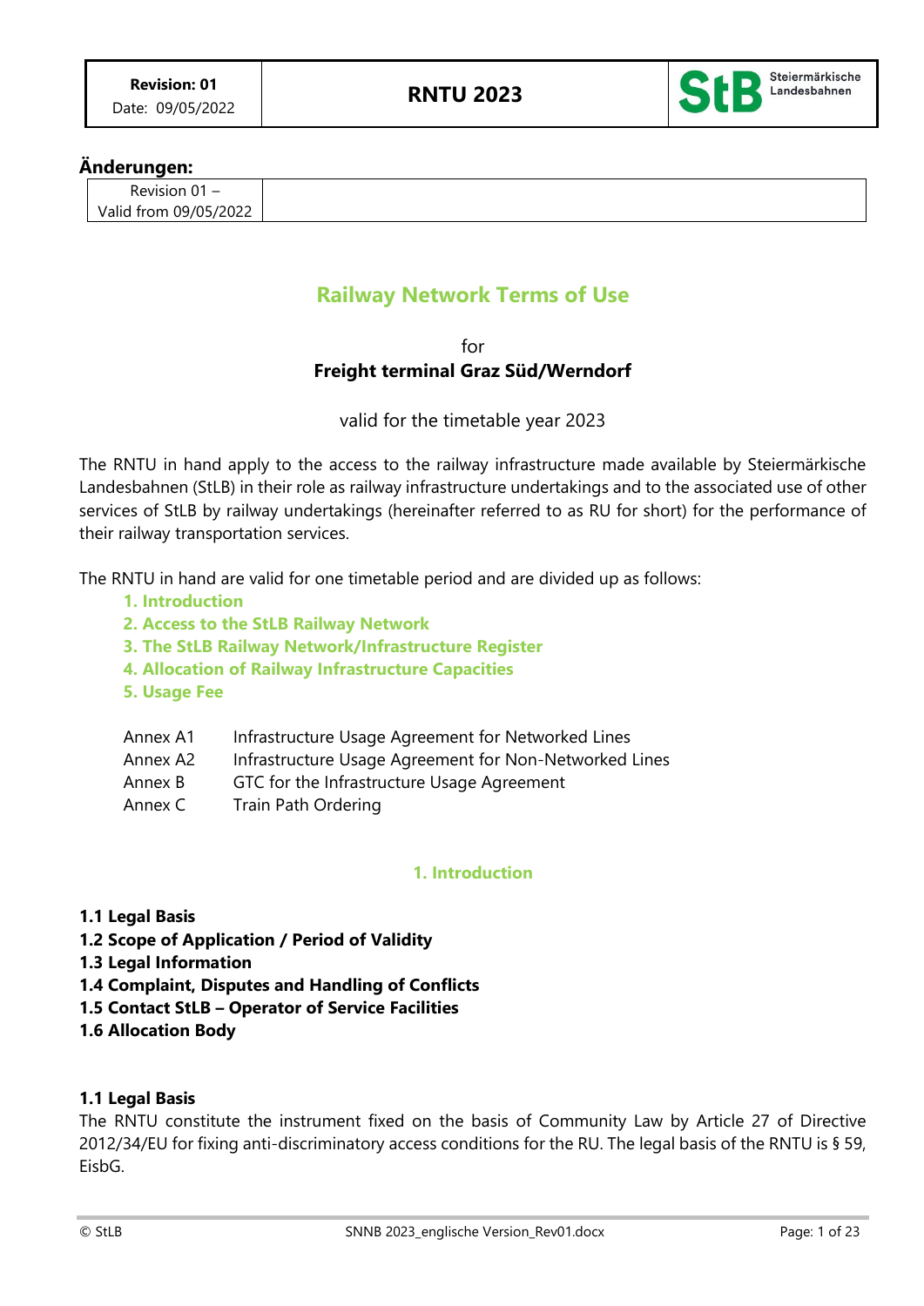**Änderungen:**

| Revision 01 – Valid from 09/05/2022 | |
|---|---|

# Railway Network Terms of Use

for

**Freight terminal Graz Süd/Werndorf**

valid for the timetable year 2023

The RNTU in hand apply to the access to the railway infrastructure made available by Steiermärkische Landesbahnen (StLB) in their role as railway infrastructure undertakings and to the associated use of other services of StLB by railway undertakings (hereinafter referred to as RU for short) for the performance of their railway transportation services.

The RNTU in hand are valid for one timetable period and are divided up as follows:

1. Introduction
2. Access to the StLB Railway Network
3. The StLB Railway Network/Infrastructure Register
4. Allocation of Railway Infrastructure Capacities
5. Usage Fee

| | |
|---|---|
| Annex A1 | Infrastructure Usage Agreement for Networked Lines |
| Annex A2 | Infrastructure Usage Agreement for Non-Networked Lines |
| Annex B | GTC for the Infrastructure Usage Agreement |
| Annex C | Train Path Ordering |

## 1. Introduction

**1.1 Legal Basis**
**1.2 Scope of Application / Period of Validity**
**1.3 Legal Information**
**1.4 Complaint, Disputes and Handling of Conflicts**
**1.5 Contact StLB – Operator of Service Facilities**
**1.6 Allocation Body**

### 1.1 Legal Basis

The RNTU constitute the instrument fixed on the basis of Community Law by Article 27 of Directive 2012/34/EU for fixing anti-discriminatory access conditions for the RU. The legal basis of the RNTU is § 59, EisbG.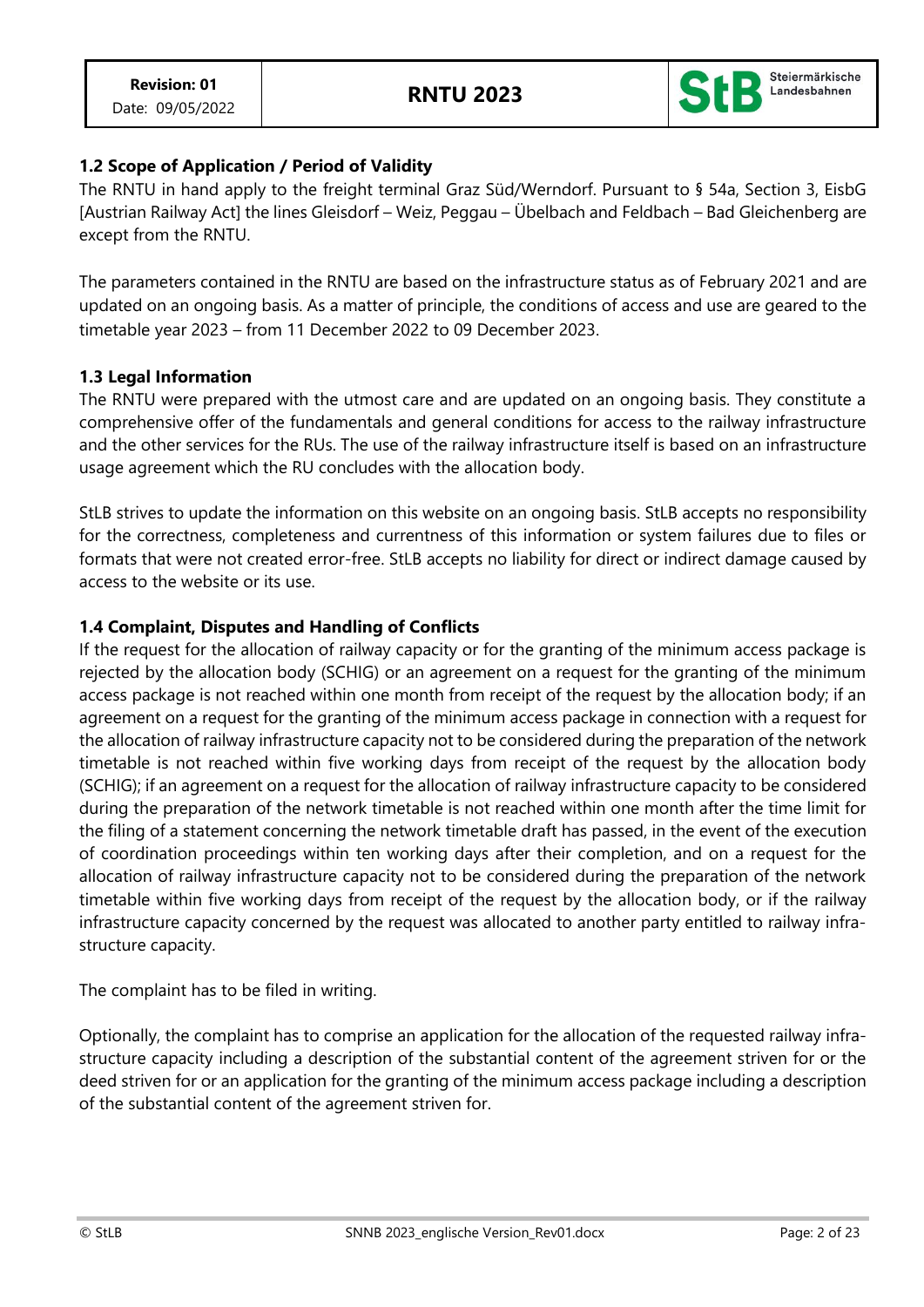### 1.2 Scope of Application / Period of Validity

The RNTU in hand apply to the freight terminal Graz Süd/Werndorf. Pursuant to § 54a, Section 3, EisbG [Austrian Railway Act] the lines Gleisdorf – Weiz, Peggau – Übelbach and Feldbach – Bad Gleichenberg are except from the RNTU.

The parameters contained in the RNTU are based on the infrastructure status as of February 2021 and are updated on an ongoing basis. As a matter of principle, the conditions of access and use are geared to the timetable year 2023 – from 11 December 2022 to 09 December 2023.

### 1.3 Legal Information

The RNTU were prepared with the utmost care and are updated on an ongoing basis. They constitute a comprehensive offer of the fundamentals and general conditions for access to the railway infrastructure and the other services for the RUs. The use of the railway infrastructure itself is based on an infrastructure usage agreement which the RU concludes with the allocation body.

StLB strives to update the information on this website on an ongoing basis. StLB accepts no responsibility for the correctness, completeness and currentness of this information or system failures due to files or formats that were not created error-free. StLB accepts no liability for direct or indirect damage caused by access to the website or its use.

### 1.4 Complaint, Disputes and Handling of Conflicts

If the request for the allocation of railway capacity or for the granting of the minimum access package is rejected by the allocation body (SCHIG) or an agreement on a request for the granting of the minimum access package is not reached within one month from receipt of the request by the allocation body; if an agreement on a request for the granting of the minimum access package in connection with a request for the allocation of railway infrastructure capacity not to be considered during the preparation of the network timetable is not reached within five working days from receipt of the request by the allocation body (SCHIG); if an agreement on a request for the allocation of railway infrastructure capacity to be considered during the preparation of the network timetable is not reached within one month after the time limit for the filing of a statement concerning the network timetable draft has passed, in the event of the execution of coordination proceedings within ten working days after their completion, and on a request for the allocation of railway infrastructure capacity not to be considered during the preparation of the network timetable within five working days from receipt of the request by the allocation body, or if the railway infrastructure capacity concerned by the request was allocated to another party entitled to railway infrastructure capacity.

The complaint has to be filed in writing.

Optionally, the complaint has to comprise an application for the allocation of the requested railway infrastructure capacity including a description of the substantial content of the agreement striven for or the deed striven for or an application for the granting of the minimum access package including a description of the substantial content of the agreement striven for.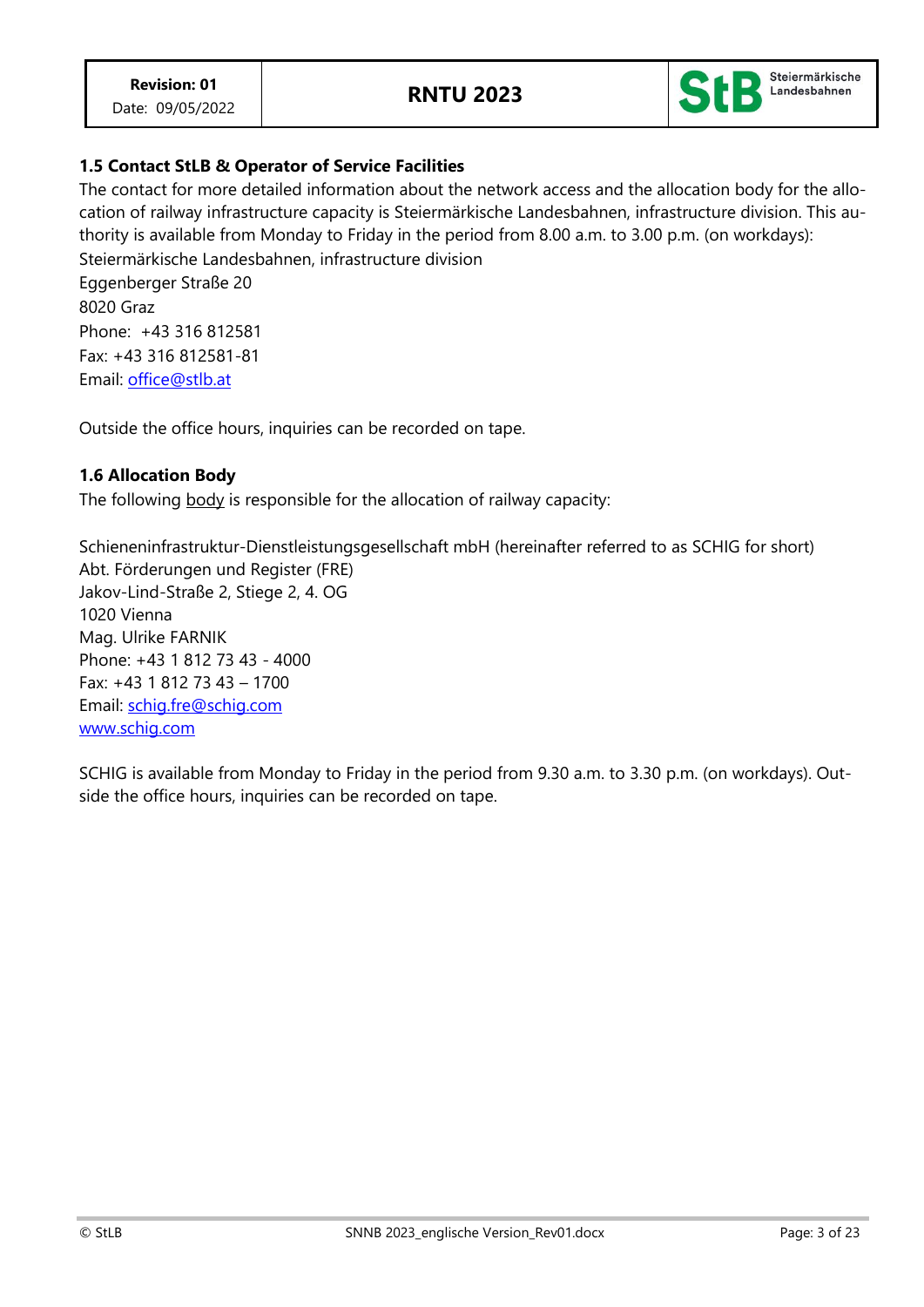### 1.5 Contact StLB & Operator of Service Facilities

The contact for more detailed information about the network access and the allocation body for the allocation of railway infrastructure capacity is Steiermärkische Landesbahnen, infrastructure division. This authority is available from Monday to Friday in the period from 8.00 a.m. to 3.00 p.m. (on workdays):

Steiermärkische Landesbahnen, infrastructure division
Eggenberger Straße 20
8020 Graz
Phone: +43 316 812581
Fax: +43 316 812581-81
Email: office@stlb.at

Outside the office hours, inquiries can be recorded on tape.

### 1.6 Allocation Body

The following body is responsible for the allocation of railway capacity:

Schieneninfrastruktur-Dienstleistungsgesellschaft mbH (hereinafter referred to as SCHIG for short)
Abt. Förderungen und Register (FRE)
Jakov-Lind-Straße 2, Stiege 2, 4. OG
1020 Vienna
Mag. Ulrike FARNIK
Phone: +43 1 812 73 43 - 4000
Fax: +43 1 812 73 43 – 1700
Email: schig.fre@schig.com
www.schig.com

SCHIG is available from Monday to Friday in the period from 9.30 a.m. to 3.30 p.m. (on workdays). Outside the office hours, inquiries can be recorded on tape.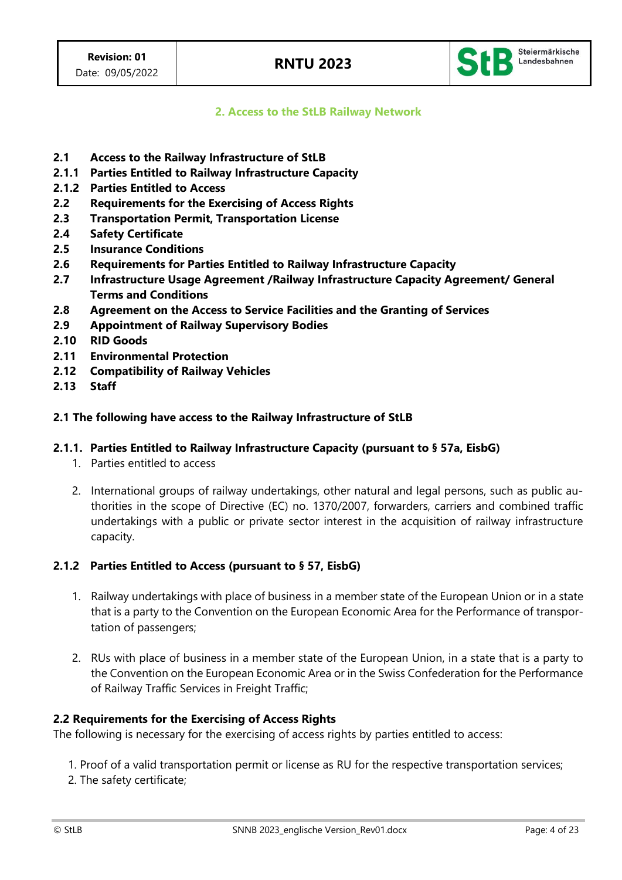## 2. Access to the StLB Railway Network

**2.1 Access to the Railway Infrastructure of StLB**
**2.1.1 Parties Entitled to Railway Infrastructure Capacity**
**2.1.2 Parties Entitled to Access**
**2.2 Requirements for the Exercising of Access Rights**
**2.3 Transportation Permit, Transportation License**
**2.4 Safety Certificate**
**2.5 Insurance Conditions**
**2.6 Requirements for Parties Entitled to Railway Infrastructure Capacity**
**2.7 Infrastructure Usage Agreement /Railway Infrastructure Capacity Agreement/ General Terms and Conditions**
**2.8 Agreement on the Access to Service Facilities and the Granting of Services**
**2.9 Appointment of Railway Supervisory Bodies**
**2.10 RID Goods**
**2.11 Environmental Protection**
**2.12 Compatibility of Railway Vehicles**
**2.13 Staff**

### 2.1 The following have access to the Railway Infrastructure of StLB

#### 2.1.1. Parties Entitled to Railway Infrastructure Capacity (pursuant to § 57a, EisbG)

1. Parties entitled to access
2. International groups of railway undertakings, other natural and legal persons, such as public authorities in the scope of Directive (EC) no. 1370/2007, forwarders, carriers and combined traffic undertakings with a public or private sector interest in the acquisition of railway infrastructure capacity.

#### 2.1.2 Parties Entitled to Access (pursuant to § 57, EisbG)

1. Railway undertakings with place of business in a member state of the European Union or in a state that is a party to the Convention on the European Economic Area for the Performance of transportation of passengers;
2. RUs with place of business in a member state of the European Union, in a state that is a party to the Convention on the European Economic Area or in the Swiss Confederation for the Performance of Railway Traffic Services in Freight Traffic;

### 2.2 Requirements for the Exercising of Access Rights

The following is necessary for the exercising of access rights by parties entitled to access:

1. Proof of a valid transportation permit or license as RU for the respective transportation services;
2. The safety certificate;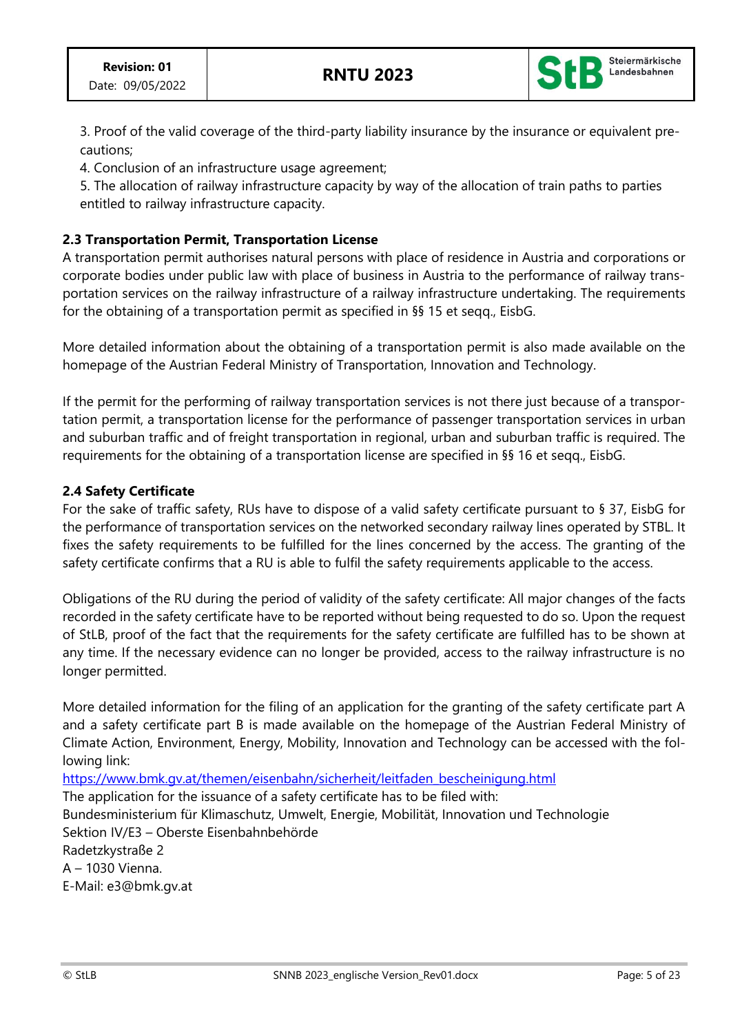3. Proof of the valid coverage of the third-party liability insurance by the insurance or equivalent precautions;

4. Conclusion of an infrastructure usage agreement;

5. The allocation of railway infrastructure capacity by way of the allocation of train paths to parties entitled to railway infrastructure capacity.

### 2.3 Transportation Permit, Transportation License

A transportation permit authorises natural persons with place of residence in Austria and corporations or corporate bodies under public law with place of business in Austria to the performance of railway transportation services on the railway infrastructure of a railway infrastructure undertaking. The requirements for the obtaining of a transportation permit as specified in §§ 15 et seqq., EisbG.

More detailed information about the obtaining of a transportation permit is also made available on the homepage of the Austrian Federal Ministry of Transportation, Innovation and Technology.

If the permit for the performing of railway transportation services is not there just because of a transportation permit, a transportation license for the performance of passenger transportation services in urban and suburban traffic and of freight transportation in regional, urban and suburban traffic is required. The requirements for the obtaining of a transportation license are specified in §§ 16 et seqq., EisbG.

### 2.4 Safety Certificate

For the sake of traffic safety, RUs have to dispose of a valid safety certificate pursuant to § 37, EisbG for the performance of transportation services on the networked secondary railway lines operated by STBL. It fixes the safety requirements to be fulfilled for the lines concerned by the access. The granting of the safety certificate confirms that a RU is able to fulfil the safety requirements applicable to the access.

Obligations of the RU during the period of validity of the safety certificate: All major changes of the facts recorded in the safety certificate have to be reported without being requested to do so. Upon the request of StLB, proof of the fact that the requirements for the safety certificate are fulfilled has to be shown at any time. If the necessary evidence can no longer be provided, access to the railway infrastructure is no longer permitted.

More detailed information for the filing of an application for the granting of the safety certificate part A and a safety certificate part B is made available on the homepage of the Austrian Federal Ministry of Climate Action, Environment, Energy, Mobility, Innovation and Technology can be accessed with the following link:
https://www.bmk.gv.at/themen/eisenbahn/sicherheit/leitfaden_bescheinigung.html
The application for the issuance of a safety certificate has to be filed with:
Bundesministerium für Klimaschutz, Umwelt, Energie, Mobilität, Innovation und Technologie
Sektion IV/E3 – Oberste Eisenbahnbehörde
Radetzkystraße 2
A – 1030 Vienna.
E-Mail: e3@bmk.gv.at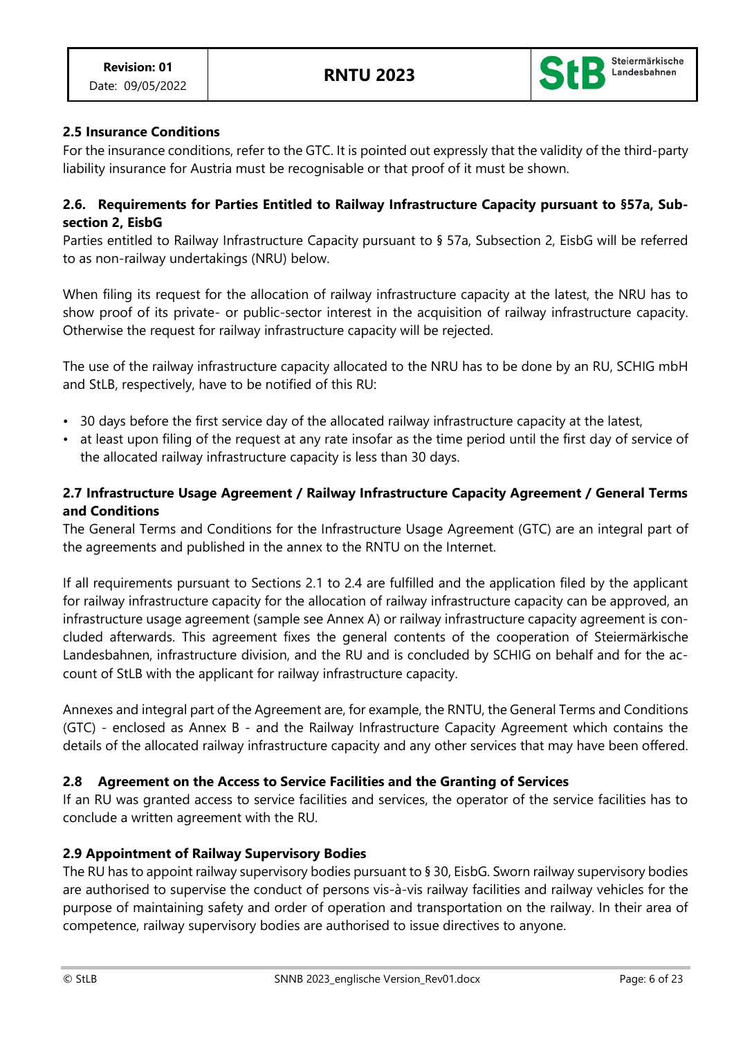## 2.5 Insurance Conditions

For the insurance conditions, refer to the GTC. It is pointed out expressly that the validity of the third-party liability insurance for Austria must be recognisable or that proof of it must be shown.

## 2.6. Requirements for Parties Entitled to Railway Infrastructure Capacity pursuant to §57a, Subsection 2, EisbG

Parties entitled to Railway Infrastructure Capacity pursuant to § 57a, Subsection 2, EisbG will be referred to as non-railway undertakings (NRU) below.

When filing its request for the allocation of railway infrastructure capacity at the latest, the NRU has to show proof of its private- or public-sector interest in the acquisition of railway infrastructure capacity. Otherwise the request for railway infrastructure capacity will be rejected.

The use of the railway infrastructure capacity allocated to the NRU has to be done by an RU, SCHIG mbH and StLB, respectively, have to be notified of this RU:

- 30 days before the first service day of the allocated railway infrastructure capacity at the latest,
- at least upon filing of the request at any rate insofar as the time period until the first day of service of the allocated railway infrastructure capacity is less than 30 days.

## 2.7 Infrastructure Usage Agreement / Railway Infrastructure Capacity Agreement / General Terms and Conditions

The General Terms and Conditions for the Infrastructure Usage Agreement (GTC) are an integral part of the agreements and published in the annex to the RNTU on the Internet.

If all requirements pursuant to Sections 2.1 to 2.4 are fulfilled and the application filed by the applicant for railway infrastructure capacity for the allocation of railway infrastructure capacity can be approved, an infrastructure usage agreement (sample see Annex A) or railway infrastructure capacity agreement is concluded afterwards. This agreement fixes the general contents of the cooperation of Steiermärkische Landesbahnen, infrastructure division, and the RU and is concluded by SCHIG on behalf and for the account of StLB with the applicant for railway infrastructure capacity.

Annexes and integral part of the Agreement are, for example, the RNTU, the General Terms and Conditions (GTC) - enclosed as Annex B - and the Railway Infrastructure Capacity Agreement which contains the details of the allocated railway infrastructure capacity and any other services that may have been offered.

## 2.8 Agreement on the Access to Service Facilities and the Granting of Services

If an RU was granted access to service facilities and services, the operator of the service facilities has to conclude a written agreement with the RU.

## 2.9 Appointment of Railway Supervisory Bodies

The RU has to appoint railway supervisory bodies pursuant to § 30, EisbG. Sworn railway supervisory bodies are authorised to supervise the conduct of persons vis-à-vis railway facilities and railway vehicles for the purpose of maintaining safety and order of operation and transportation on the railway. In their area of competence, railway supervisory bodies are authorised to issue directives to anyone.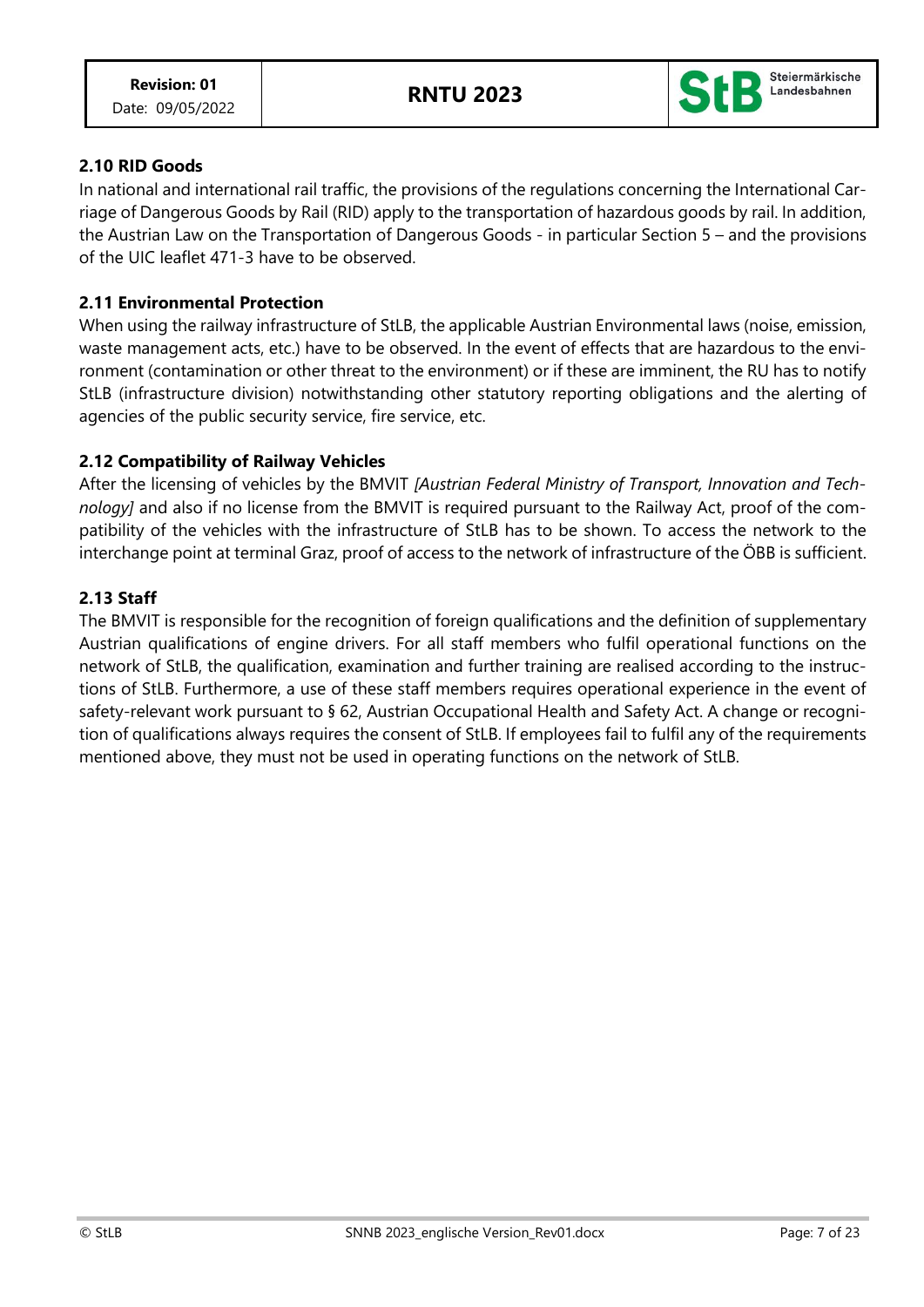### 2.10 RID Goods

In national and international rail traffic, the provisions of the regulations concerning the International Carriage of Dangerous Goods by Rail (RID) apply to the transportation of hazardous goods by rail. In addition, the Austrian Law on the Transportation of Dangerous Goods - in particular Section 5 – and the provisions of the UIC leaflet 471-3 have to be observed.

### 2.11 Environmental Protection

When using the railway infrastructure of StLB, the applicable Austrian Environmental laws (noise, emission, waste management acts, etc.) have to be observed. In the event of effects that are hazardous to the environment (contamination or other threat to the environment) or if these are imminent, the RU has to notify StLB (infrastructure division) notwithstanding other statutory reporting obligations and the alerting of agencies of the public security service, fire service, etc.

### 2.12 Compatibility of Railway Vehicles

After the licensing of vehicles by the BMVIT *[Austrian Federal Ministry of Transport, Innovation and Technology]* and also if no license from the BMVIT is required pursuant to the Railway Act, proof of the compatibility of the vehicles with the infrastructure of StLB has to be shown. To access the network to the interchange point at terminal Graz, proof of access to the network of infrastructure of the ÖBB is sufficient.

### 2.13 Staff

The BMVIT is responsible for the recognition of foreign qualifications and the definition of supplementary Austrian qualifications of engine drivers. For all staff members who fulfil operational functions on the network of StLB, the qualification, examination and further training are realised according to the instructions of StLB. Furthermore, a use of these staff members requires operational experience in the event of safety-relevant work pursuant to § 62, Austrian Occupational Health and Safety Act. A change or recognition of qualifications always requires the consent of StLB. If employees fail to fulfil any of the requirements mentioned above, they must not be used in operating functions on the network of StLB.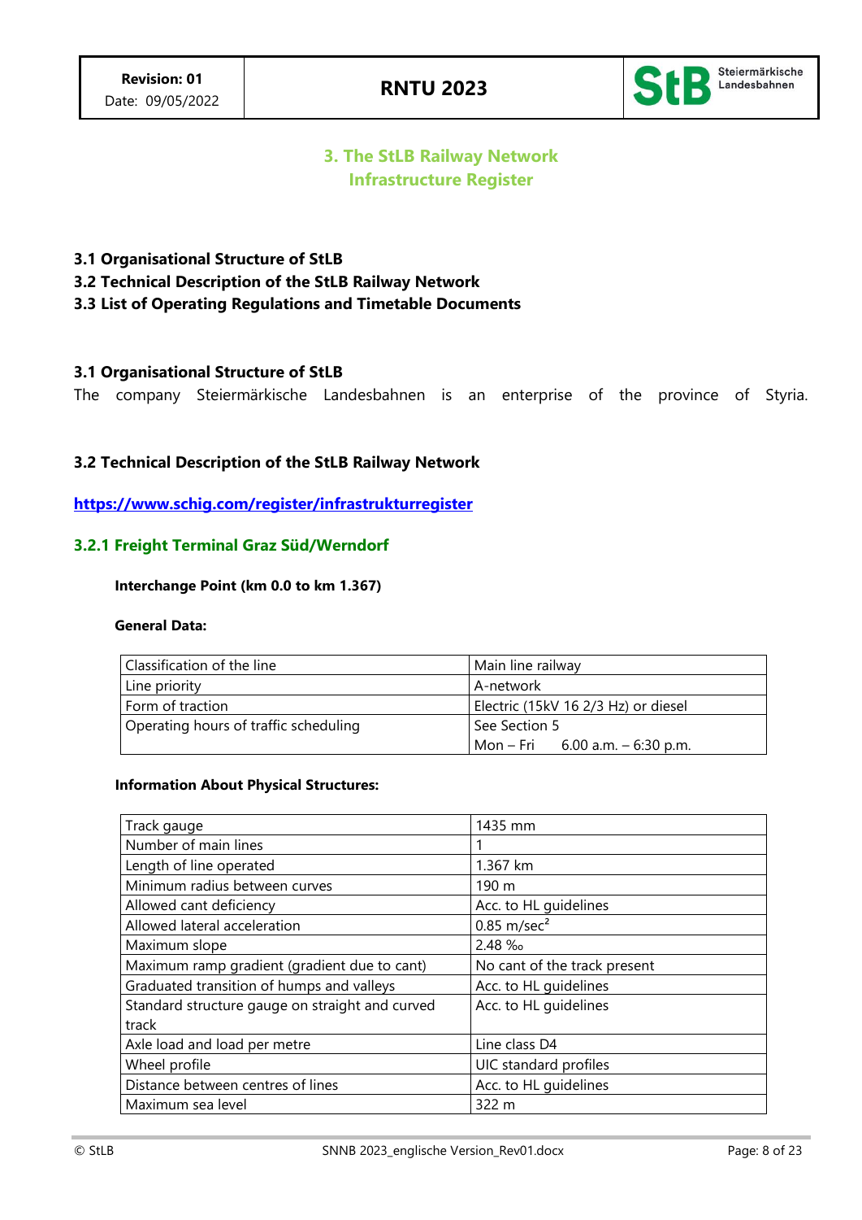# 3. The StLB Railway Network Infrastructure Register

**3.1 Organisational Structure of StLB**
**3.2 Technical Description of the StLB Railway Network**
**3.3 List of Operating Regulations and Timetable Documents**

## 3.1 Organisational Structure of StLB

The company Steiermärkische Landesbahnen is an enterprise of the province of Styria.

## 3.2 Technical Description of the StLB Railway Network

[https://www.schig.com/register/infrastrukturregister](https://www.schig.com/register/infrastrukturregister)

### 3.2.1 Freight Terminal Graz Süd/Werndorf

**Interchange Point (km 0.0 to km 1.367)**

**General Data:**

| Classification of the line | Main line railway |
|---|---|
| Line priority | A-network |
| Form of traction | Electric (15kV 16 2/3 Hz) or diesel |
| Operating hours of traffic scheduling | See Section 5<br>Mon – Fri 6.00 a.m. – 6:30 p.m. |

**Information About Physical Structures:**

| Track gauge | 1435 mm |
|---|---|
| Number of main lines | 1 |
| Length of line operated | 1.367 km |
| Minimum radius between curves | 190 m |
| Allowed cant deficiency | Acc. to HL guidelines |
| Allowed lateral acceleration | 0.85 m/sec² |
| Maximum slope | 2.48 ‰ |
| Maximum ramp gradient (gradient due to cant) | No cant of the track present |
| Graduated transition of humps and valleys | Acc. to HL guidelines |
| Standard structure gauge on straight and curved track | Acc. to HL guidelines |
| Axle load and load per metre | Line class D4 |
| Wheel profile | UIC standard profiles |
| Distance between centres of lines | Acc. to HL guidelines |
| Maximum sea level | 322 m |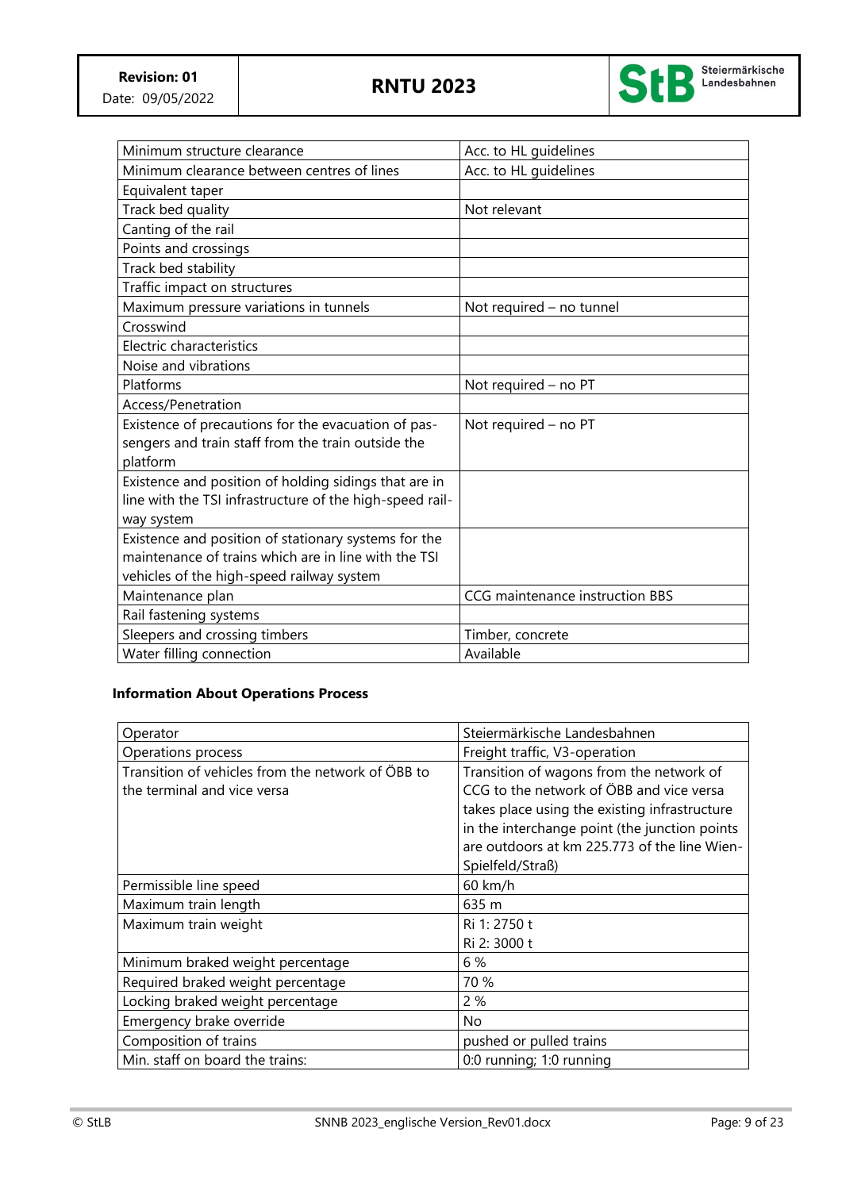| | |
|---|---|
| Minimum structure clearance | Acc. to HL guidelines |
| Minimum clearance between centres of lines | Acc. to HL guidelines |
| Equivalent taper | |
| Track bed quality | Not relevant |
| Canting of the rail | |
| Points and crossings | |
| Track bed stability | |
| Traffic impact on structures | |
| Maximum pressure variations in tunnels | Not required – no tunnel |
| Crosswind | |
| Electric characteristics | |
| Noise and vibrations | |
| Platforms | Not required – no PT |
| Access/Penetration | |
| Existence of precautions for the evacuation of passengers and train staff from the train outside the platform | Not required – no PT |
| Existence and position of holding sidings that are in line with the TSI infrastructure of the high-speed railway system | |
| Existence and position of stationary systems for the maintenance of trains which are in line with the TSI vehicles of the high-speed railway system | |
| Maintenance plan | CCG maintenance instruction BBS |
| Rail fastening systems | |
| Sleepers and crossing timbers | Timber, concrete |
| Water filling connection | Available |

**Information About Operations Process**

| | |
|---|---|
| Operator | Steiermärkische Landesbahnen |
| Operations process | Freight traffic, V3-operation |
| Transition of vehicles from the network of ÖBB to the terminal and vice versa | Transition of wagons from the network of CCG to the network of ÖBB and vice versa takes place using the existing infrastructure in the interchange point (the junction points are outdoors at km 225.773 of the line Wien-Spielfeld/Straß) |
| Permissible line speed | 60 km/h |
| Maximum train length | 635 m |
| Maximum train weight | Ri 1: 2750 t<br>Ri 2: 3000 t |
| Minimum braked weight percentage | 6 % |
| Required braked weight percentage | 70 % |
| Locking braked weight percentage | 2 % |
| Emergency brake override | No |
| Composition of trains | pushed or pulled trains |
| Min. staff on board the trains: | 0:0 running; 1:0 running |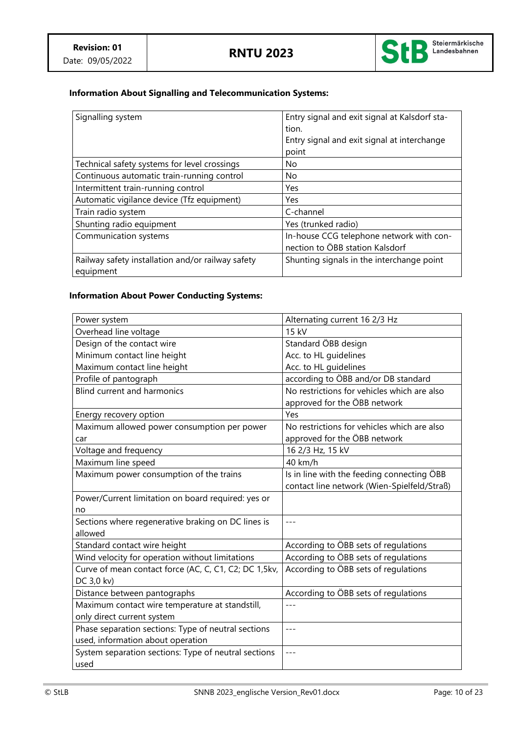**Information About Signalling and Telecommunication Systems:**

| | |
|---|---|
| Signalling system | Entry signal and exit signal at Kalsdorf station.<br>Entry signal and exit signal at interchange point |
| Technical safety systems for level crossings | No |
| Continuous automatic train-running control | No |
| Intermittent train-running control | Yes |
| Automatic vigilance device (Tfz equipment) | Yes |
| Train radio system | C-channel |
| Shunting radio equipment | Yes (trunked radio) |
| Communication systems | In-house CCG telephone network with connection to ÖBB station Kalsdorf |
| Railway safety installation and/or railway safety equipment | Shunting signals in the interchange point |

**Information About Power Conducting Systems:**

| | |
|---|---|
| Power system | Alternating current 16 2/3 Hz |
| Overhead line voltage | 15 kV |
| Design of the contact wire<br>Minimum contact line height<br>Maximum contact line height | Standard ÖBB design<br>Acc. to HL guidelines<br>Acc. to HL guidelines |
| Profile of pantograph | according to ÖBB and/or DB standard |
| Blind current and harmonics | No restrictions for vehicles which are also approved for the ÖBB network |
| Energy recovery option | Yes |
| Maximum allowed power consumption per power car | No restrictions for vehicles which are also approved for the ÖBB network |
| Voltage and frequency | 16 2/3 Hz, 15 kV |
| Maximum line speed | 40 km/h |
| Maximum power consumption of the trains | Is in line with the feeding connecting ÖBB contact line network (Wien-Spielfeld/Straß) |
| Power/Current limitation on board required: yes or no | |
| Sections where regenerative braking on DC lines is allowed | --- |
| Standard contact wire height | According to ÖBB sets of regulations |
| Wind velocity for operation without limitations | According to ÖBB sets of regulations |
| Curve of mean contact force (AC, C, C1, C2; DC 1,5kv, DC 3,0 kv) | According to ÖBB sets of regulations |
| Distance between pantographs | According to ÖBB sets of regulations |
| Maximum contact wire temperature at standstill, only direct current system | --- |
| Phase separation sections: Type of neutral sections used, information about operation | --- |
| System separation sections: Type of neutral sections used | --- |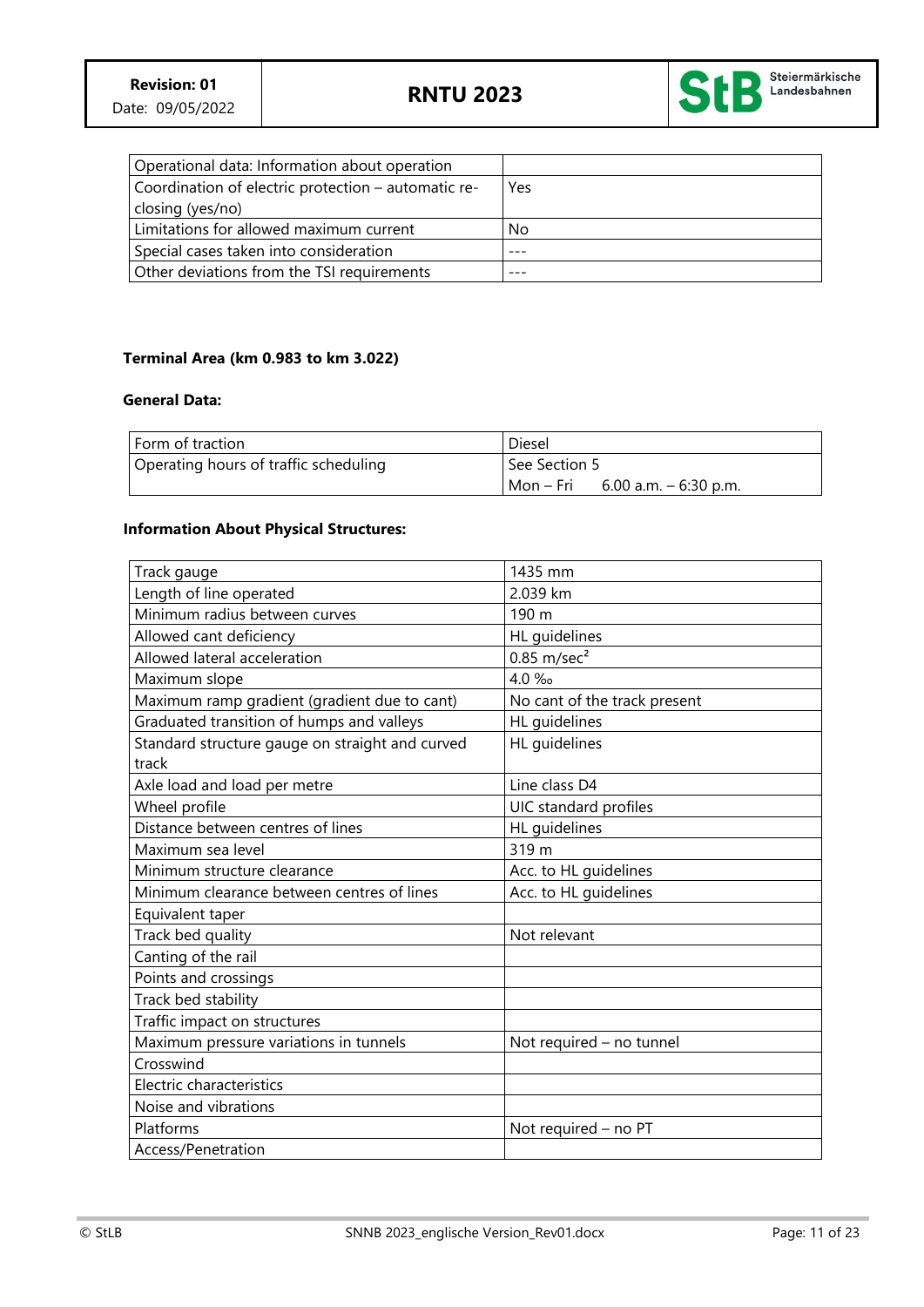| Operational data: Information about operation | |
|---|---|
| Coordination of electric protection – automatic re-closing (yes/no) | Yes |
| Limitations for allowed maximum current | No |
| Special cases taken into consideration | --- |
| Other deviations from the TSI requirements | --- |

**Terminal Area (km 0.983 to km 3.022)**

**General Data:**

| Form of traction | Diesel |
|---|---|
| Operating hours of traffic scheduling | See Section 5<br>Mon – Fri 6.00 a.m. – 6:30 p.m. |

**Information About Physical Structures:**

| Track gauge | 1435 mm |
|---|---|
| Length of line operated | 2.039 km |
| Minimum radius between curves | 190 m |
| Allowed cant deficiency | HL guidelines |
| Allowed lateral acceleration | 0.85 m/sec² |
| Maximum slope | 4.0 ‰ |
| Maximum ramp gradient (gradient due to cant) | No cant of the track present |
| Graduated transition of humps and valleys | HL guidelines |
| Standard structure gauge on straight and curved track | HL guidelines |
| Axle load and load per metre | Line class D4 |
| Wheel profile | UIC standard profiles |
| Distance between centres of lines | HL guidelines |
| Maximum sea level | 319 m |
| Minimum structure clearance | Acc. to HL guidelines |
| Minimum clearance between centres of lines | Acc. to HL guidelines |
| Equivalent taper | |
| Track bed quality | Not relevant |
| Canting of the rail | |
| Points and crossings | |
| Track bed stability | |
| Traffic impact on structures | |
| Maximum pressure variations in tunnels | Not required – no tunnel |
| Crosswind | |
| Electric characteristics | |
| Noise and vibrations | |
| Platforms | Not required – no PT |
| Access/Penetration | |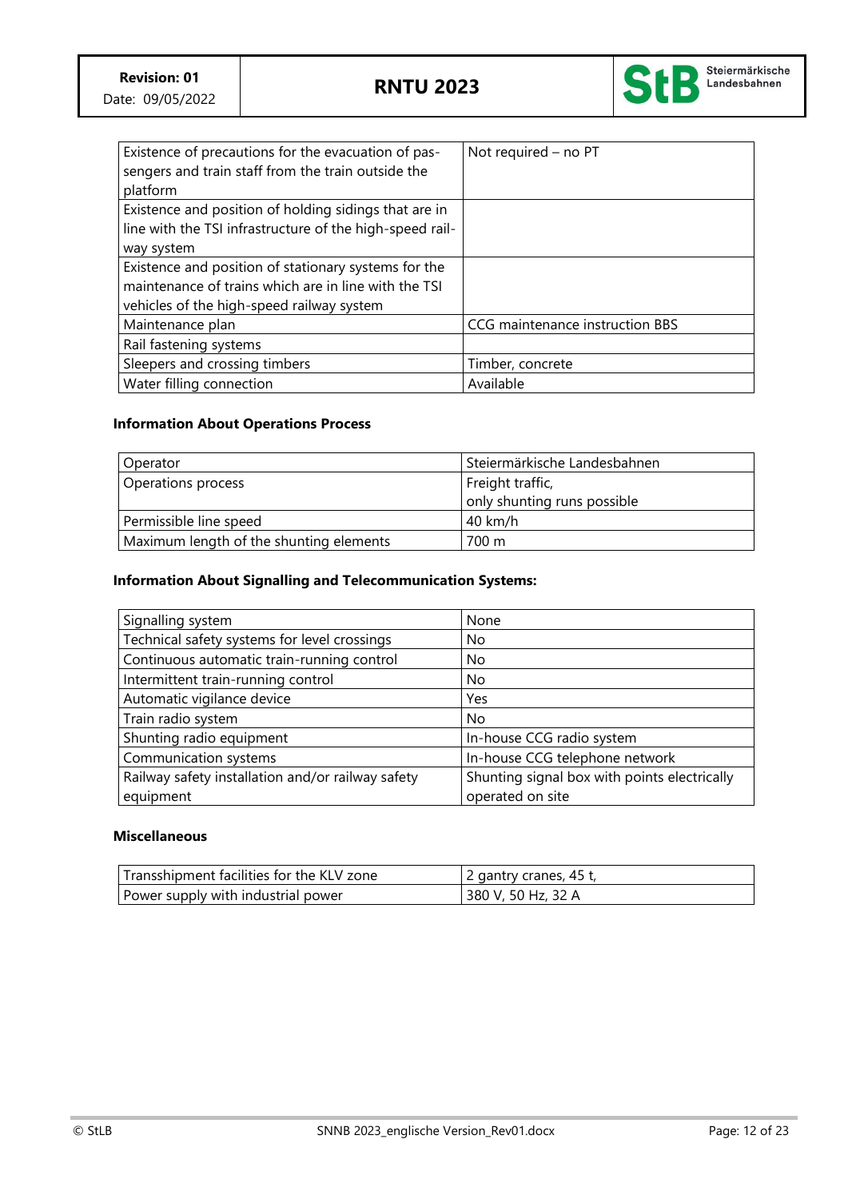| | |
|---|---|
| Existence of precautions for the evacuation of passengers and train staff from the train outside the platform | Not required – no PT |
| Existence and position of holding sidings that are in line with the TSI infrastructure of the high-speed railway system | |
| Existence and position of stationary systems for the maintenance of trains which are in line with the TSI vehicles of the high-speed railway system | |
| Maintenance plan | CCG maintenance instruction BBS |
| Rail fastening systems | |
| Sleepers and crossing timbers | Timber, concrete |
| Water filling connection | Available |

**Information About Operations Process**

| | |
|---|---|
| Operator | Steiermärkische Landesbahnen |
| Operations process | Freight traffic, only shunting runs possible |
| Permissible line speed | 40 km/h |
| Maximum length of the shunting elements | 700 m |

**Information About Signalling and Telecommunication Systems:**

| | |
|---|---|
| Signalling system | None |
| Technical safety systems for level crossings | No |
| Continuous automatic train-running control | No |
| Intermittent train-running control | No |
| Automatic vigilance device | Yes |
| Train radio system | No |
| Shunting radio equipment | In-house CCG radio system |
| Communication systems | In-house CCG telephone network |
| Railway safety installation and/or railway safety equipment | Shunting signal box with points electrically operated on site |

**Miscellaneous**

| | |
|---|---|
| Transshipment facilities for the KLV zone | 2 gantry cranes, 45 t, |
| Power supply with industrial power | 380 V, 50 Hz, 32 A |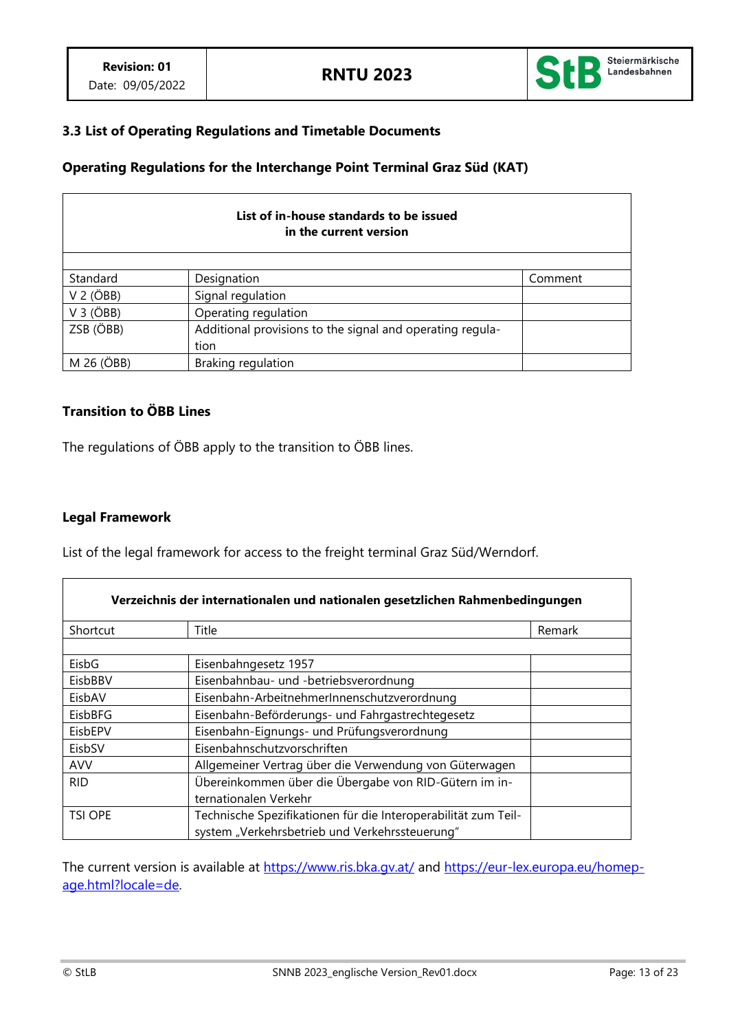### 3.3 List of Operating Regulations and Timetable Documents

#### Operating Regulations for the Interchange Point Terminal Graz Süd (KAT)

| **List of in-house standards to be issued in the current version** | | |
|---|---|---|
| | | |
| Standard | Designation | Comment |
| V 2 (ÖBB) | Signal regulation | |
| V 3 (ÖBB) | Operating regulation | |
| ZSB (ÖBB) | Additional provisions to the signal and operating regulation | |
| M 26 (ÖBB) | Braking regulation | |

#### Transition to ÖBB Lines

The regulations of ÖBB apply to the transition to ÖBB lines.

#### Legal Framework

List of the legal framework for access to the freight terminal Graz Süd/Werndorf.

| **Verzeichnis der internationalen und nationalen gesetzlichen Rahmenbedingungen** | | |
|---|---|---|
| Shortcut | Title | Remark |
| | | |
| EisbG | Eisenbahngesetz 1957 | |
| EisbBBV | Eisenbahnbau- und -betriebsverordnung | |
| EisbAV | Eisenbahn-ArbeitnehmerInnenschutzverordnung | |
| EisbBFG | Eisenbahn-Beförderungs- und Fahrgastrechtegesetz | |
| EisbEPV | Eisenbahn-Eignungs- und Prüfungsverordnung | |
| EisbSV | Eisenbahnschutzvorschriften | |
| AVV | Allgemeiner Vertrag über die Verwendung von Güterwagen | |
| RID | Übereinkommen über die Übergabe von RID-Gütern im internationalen Verkehr | |
| TSI OPE | Technische Spezifikationen für die Interoperabilität zum Teilsystem „Verkehrsbetrieb und Verkehrssteuerung" | |

The current version is available at https://www.ris.bka.gv.at/ and https://eur-lex.europa.eu/homepage.html?locale=de.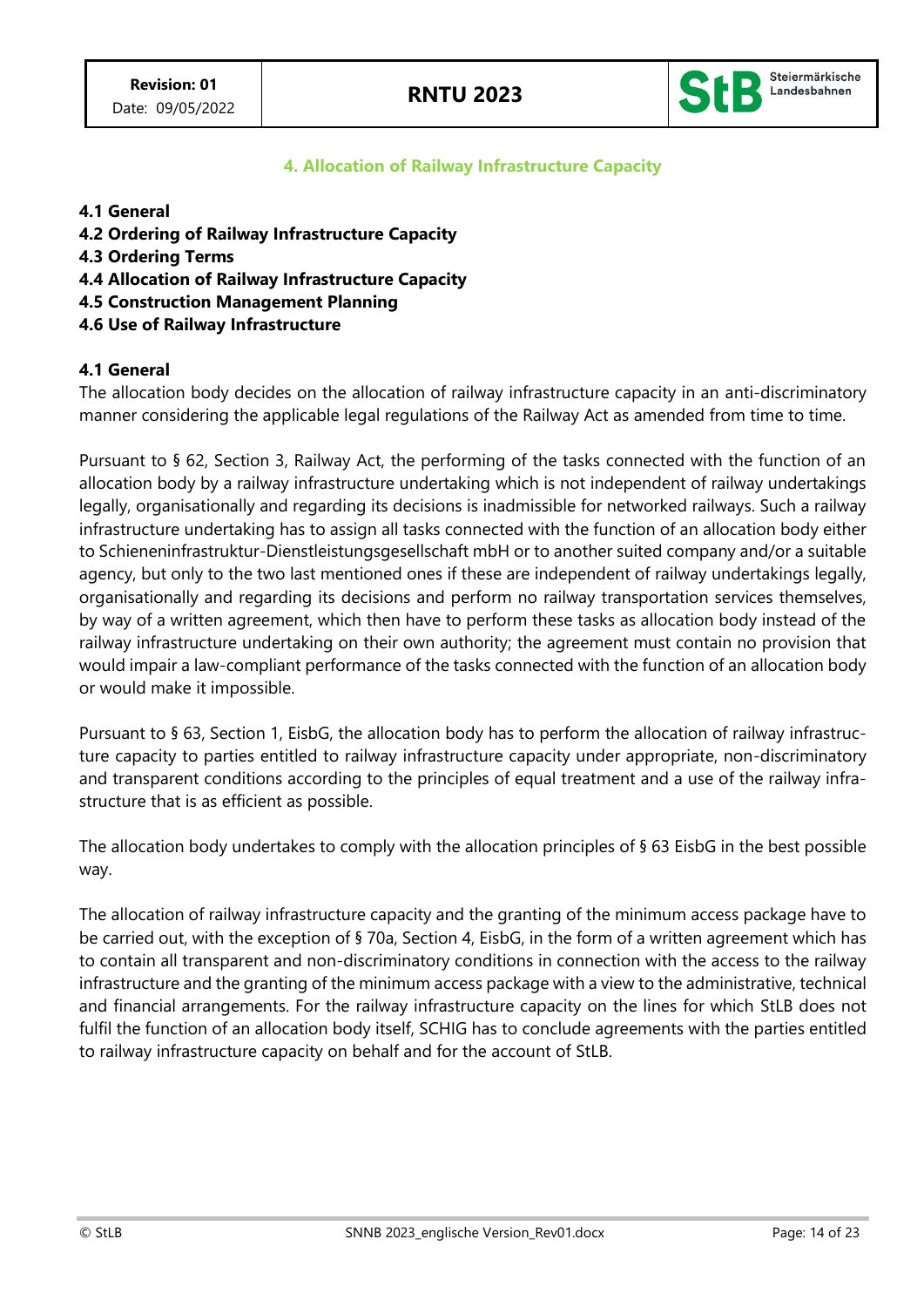# 4. Allocation of Railway Infrastructure Capacity

**4.1 General**
**4.2 Ordering of Railway Infrastructure Capacity**
**4.3 Ordering Terms**
**4.4 Allocation of Railway Infrastructure Capacity**
**4.5 Construction Management Planning**
**4.6 Use of Railway Infrastructure**

## 4.1 General

The allocation body decides on the allocation of railway infrastructure capacity in an anti-discriminatory manner considering the applicable legal regulations of the Railway Act as amended from time to time.

Pursuant to § 62, Section 3, Railway Act, the performing of the tasks connected with the function of an allocation body by a railway infrastructure undertaking which is not independent of railway undertakings legally, organisationally and regarding its decisions is inadmissible for networked railways. Such a railway infrastructure undertaking has to assign all tasks connected with the function of an allocation body either to Schieneninfrastruktur-Dienstleistungsgesellschaft mbH or to another suited company and/or a suitable agency, but only to the two last mentioned ones if these are independent of railway undertakings legally, organisationally and regarding its decisions and perform no railway transportation services themselves, by way of a written agreement, which then have to perform these tasks as allocation body instead of the railway infrastructure undertaking on their own authority; the agreement must contain no provision that would impair a law-compliant performance of the tasks connected with the function of an allocation body or would make it impossible.

Pursuant to § 63, Section 1, EisbG, the allocation body has to perform the allocation of railway infrastructure capacity to parties entitled to railway infrastructure capacity under appropriate, non-discriminatory and transparent conditions according to the principles of equal treatment and a use of the railway infrastructure that is as efficient as possible.

The allocation body undertakes to comply with the allocation principles of § 63 EisbG in the best possible way.

The allocation of railway infrastructure capacity and the granting of the minimum access package have to be carried out, with the exception of § 70a, Section 4, EisbG, in the form of a written agreement which has to contain all transparent and non-discriminatory conditions in connection with the access to the railway infrastructure and the granting of the minimum access package with a view to the administrative, technical and financial arrangements. For the railway infrastructure capacity on the lines for which StLB does not fulfil the function of an allocation body itself, SCHIG has to conclude agreements with the parties entitled to railway infrastructure capacity on behalf and for the account of StLB.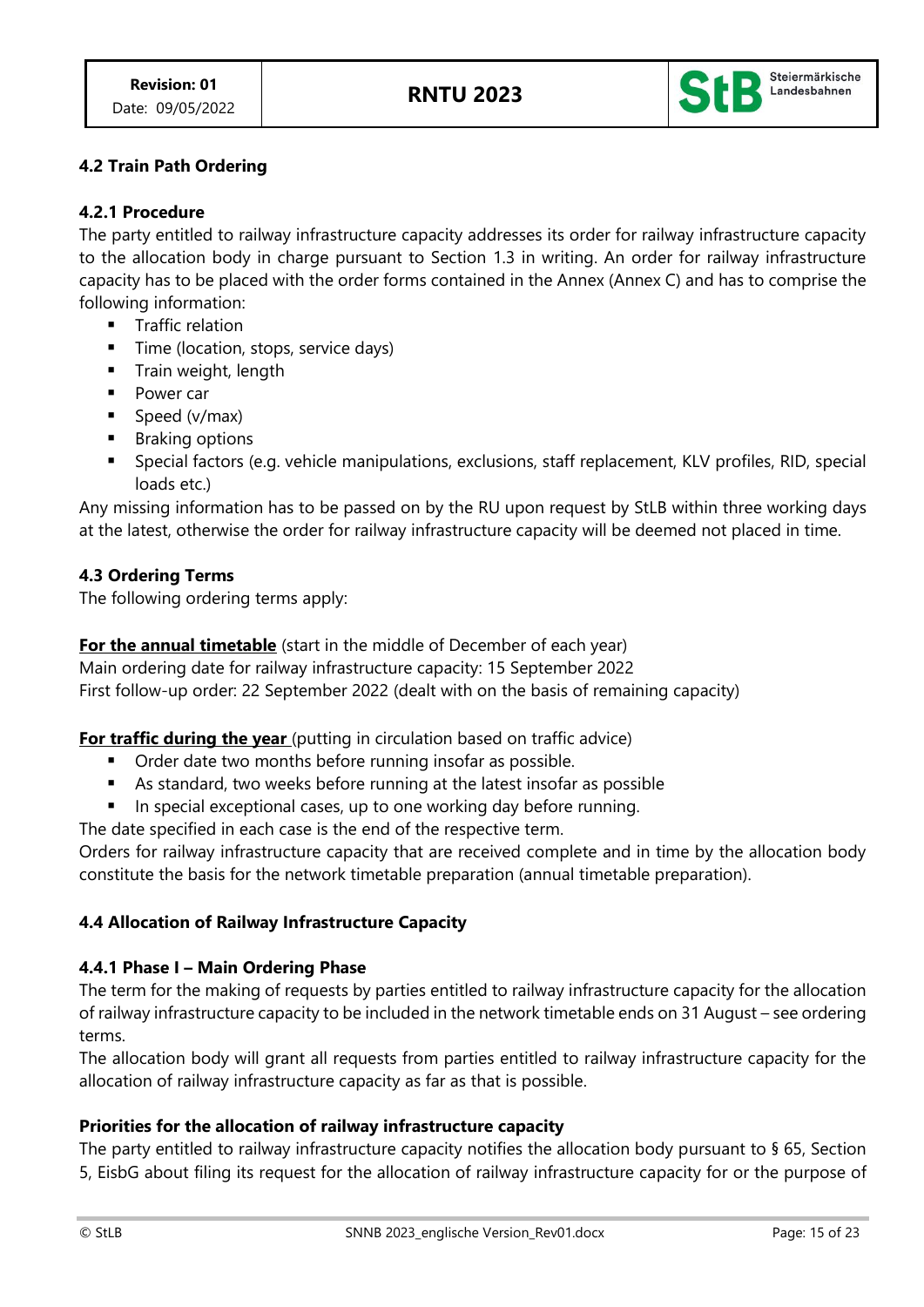## 4.2 Train Path Ordering

### 4.2.1 Procedure

The party entitled to railway infrastructure capacity addresses its order for railway infrastructure capacity to the allocation body in charge pursuant to Section 1.3 in writing. An order for railway infrastructure capacity has to be placed with the order forms contained in the Annex (Annex C) and has to comprise the following information:

- Traffic relation
- Time (location, stops, service days)
- Train weight, length
- Power car
- Speed (v/max)
- Braking options
- Special factors (e.g. vehicle manipulations, exclusions, staff replacement, KLV profiles, RID, special loads etc.)

Any missing information has to be passed on by the RU upon request by StLB within three working days at the latest, otherwise the order for railway infrastructure capacity will be deemed not placed in time.

## 4.3 Ordering Terms

The following ordering terms apply:

**For the annual timetable** (start in the middle of December of each year)
Main ordering date for railway infrastructure capacity: 15 September 2022
First follow-up order: 22 September 2022 (dealt with on the basis of remaining capacity)

**For traffic during the year** (putting in circulation based on traffic advice)

- Order date two months before running insofar as possible.
- As standard, two weeks before running at the latest insofar as possible
- In special exceptional cases, up to one working day before running.

The date specified in each case is the end of the respective term.
Orders for railway infrastructure capacity that are received complete and in time by the allocation body constitute the basis for the network timetable preparation (annual timetable preparation).

## 4.4 Allocation of Railway Infrastructure Capacity

### 4.4.1 Phase I – Main Ordering Phase

The term for the making of requests by parties entitled to railway infrastructure capacity for the allocation of railway infrastructure capacity to be included in the network timetable ends on 31 August – see ordering terms.
The allocation body will grant all requests from parties entitled to railway infrastructure capacity for the allocation of railway infrastructure capacity as far as that is possible.

**Priorities for the allocation of railway infrastructure capacity**

The party entitled to railway infrastructure capacity notifies the allocation body pursuant to § 65, Section 5, EisbG about filing its request for the allocation of railway infrastructure capacity for or the purpose of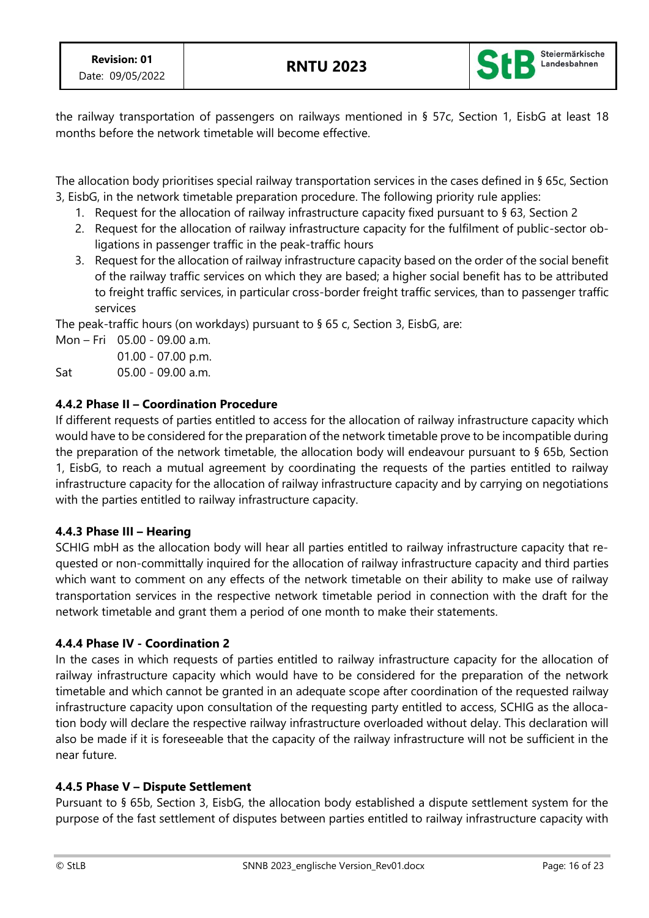the railway transportation of passengers on railways mentioned in § 57c, Section 1, EisbG at least 18 months before the network timetable will become effective.

The allocation body prioritises special railway transportation services in the cases defined in § 65c, Section 3, EisbG, in the network timetable preparation procedure. The following priority rule applies:

1. Request for the allocation of railway infrastructure capacity fixed pursuant to § 63, Section 2
2. Request for the allocation of railway infrastructure capacity for the fulfilment of public-sector obligations in passenger traffic in the peak-traffic hours
3. Request for the allocation of railway infrastructure capacity based on the order of the social benefit of the railway traffic services on which they are based; a higher social benefit has to be attributed to freight traffic services, in particular cross-border freight traffic services, than to passenger traffic services

The peak-traffic hours (on workdays) pursuant to § 65 c, Section 3, EisbG, are:

Mon – Fri 05.00 - 09.00 a.m.
01.00 - 07.00 p.m.
Sat 05.00 - 09.00 a.m.

### 4.4.2 Phase II – Coordination Procedure

If different requests of parties entitled to access for the allocation of railway infrastructure capacity which would have to be considered for the preparation of the network timetable prove to be incompatible during the preparation of the network timetable, the allocation body will endeavour pursuant to § 65b, Section 1, EisbG, to reach a mutual agreement by coordinating the requests of the parties entitled to railway infrastructure capacity for the allocation of railway infrastructure capacity and by carrying on negotiations with the parties entitled to railway infrastructure capacity.

### 4.4.3 Phase III – Hearing

SCHIG mbH as the allocation body will hear all parties entitled to railway infrastructure capacity that requested or non-committally inquired for the allocation of railway infrastructure capacity and third parties which want to comment on any effects of the network timetable on their ability to make use of railway transportation services in the respective network timetable period in connection with the draft for the network timetable and grant them a period of one month to make their statements.

### 4.4.4 Phase IV - Coordination 2

In the cases in which requests of parties entitled to railway infrastructure capacity for the allocation of railway infrastructure capacity which would have to be considered for the preparation of the network timetable and which cannot be granted in an adequate scope after coordination of the requested railway infrastructure capacity upon consultation of the requesting party entitled to access, SCHIG as the allocation body will declare the respective railway infrastructure overloaded without delay. This declaration will also be made if it is foreseeable that the capacity of the railway infrastructure will not be sufficient in the near future.

### 4.4.5 Phase V – Dispute Settlement

Pursuant to § 65b, Section 3, EisbG, the allocation body established a dispute settlement system for the purpose of the fast settlement of disputes between parties entitled to railway infrastructure capacity with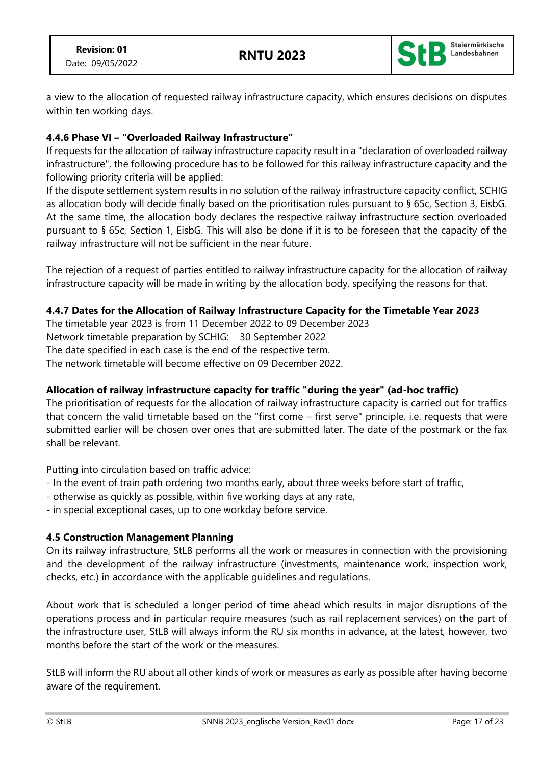a view to the allocation of requested railway infrastructure capacity, which ensures decisions on disputes within ten working days.

### 4.4.6 Phase VI – "Overloaded Railway Infrastructure"

If requests for the allocation of railway infrastructure capacity result in a "declaration of overloaded railway infrastructure", the following procedure has to be followed for this railway infrastructure capacity and the following priority criteria will be applied:

If the dispute settlement system results in no solution of the railway infrastructure capacity conflict, SCHIG as allocation body will decide finally based on the prioritisation rules pursuant to § 65c, Section 3, EisbG. At the same time, the allocation body declares the respective railway infrastructure section overloaded pursuant to § 65c, Section 1, EisbG. This will also be done if it is to be foreseen that the capacity of the railway infrastructure will not be sufficient in the near future.

The rejection of a request of parties entitled to railway infrastructure capacity for the allocation of railway infrastructure capacity will be made in writing by the allocation body, specifying the reasons for that.

### 4.4.7 Dates for the Allocation of Railway Infrastructure Capacity for the Timetable Year 2023

The timetable year 2023 is from 11 December 2022 to 09 December 2023
Network timetable preparation by SCHIG: 30 September 2022
The date specified in each case is the end of the respective term.
The network timetable will become effective on 09 December 2022.

**Allocation of railway infrastructure capacity for traffic "during the year" (ad-hoc traffic)**

The prioritisation of requests for the allocation of railway infrastructure capacity is carried out for traffics that concern the valid timetable based on the "first come – first serve" principle, i.e. requests that were submitted earlier will be chosen over ones that are submitted later. The date of the postmark or the fax shall be relevant.

Putting into circulation based on traffic advice:

- In the event of train path ordering two months early, about three weeks before start of traffic,
- otherwise as quickly as possible, within five working days at any rate,
- in special exceptional cases, up to one workday before service.

### 4.5 Construction Management Planning

On its railway infrastructure, StLB performs all the work or measures in connection with the provisioning and the development of the railway infrastructure (investments, maintenance work, inspection work, checks, etc.) in accordance with the applicable guidelines and regulations.

About work that is scheduled a longer period of time ahead which results in major disruptions of the operations process and in particular require measures (such as rail replacement services) on the part of the infrastructure user, StLB will always inform the RU six months in advance, at the latest, however, two months before the start of the work or the measures.

StLB will inform the RU about all other kinds of work or measures as early as possible after having become aware of the requirement.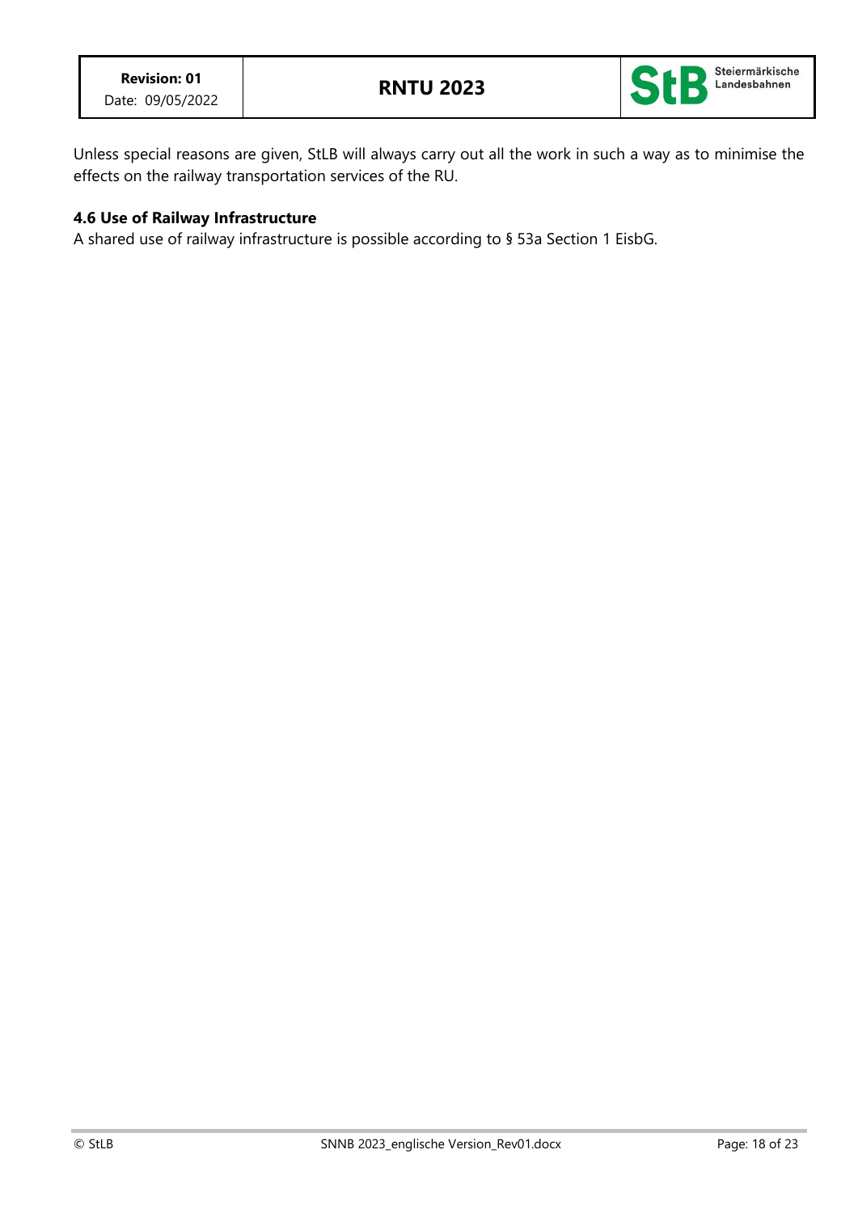Unless special reasons are given, StLB will always carry out all the work in such a way as to minimise the effects on the railway transportation services of the RU.

### 4.6 Use of Railway Infrastructure

A shared use of railway infrastructure is possible according to § 53a Section 1 EisbG.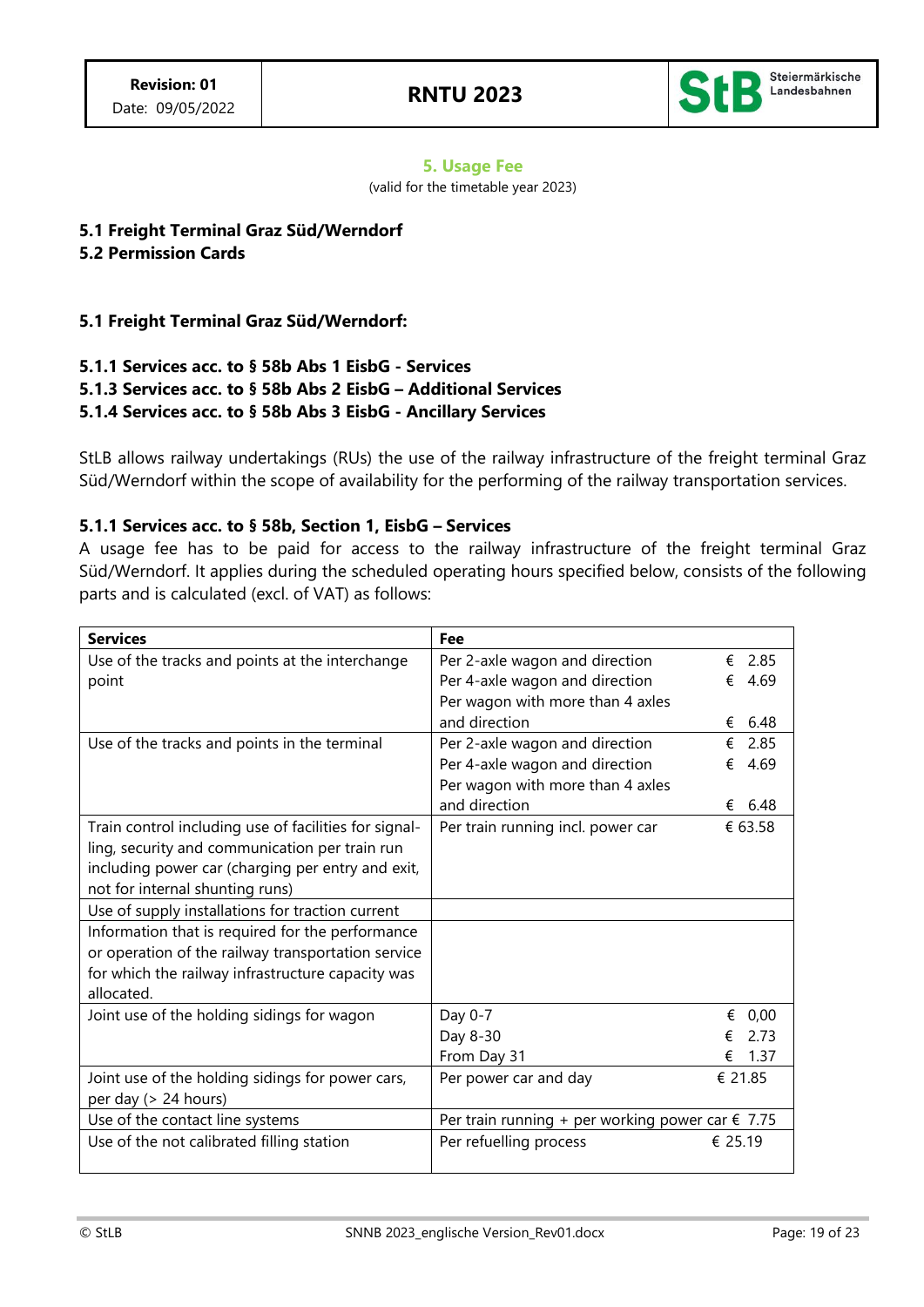## 5. Usage Fee

(valid for the timetable year 2023)

**5.1 Freight Terminal Graz Süd/Werndorf**
**5.2 Permission Cards**

### 5.1 Freight Terminal Graz Süd/Werndorf:

**5.1.1 Services acc. to § 58b Abs 1 EisbG - Services**
**5.1.3 Services acc. to § 58b Abs 2 EisbG – Additional Services**
**5.1.4 Services acc. to § 58b Abs 3 EisbG - Ancillary Services**

StLB allows railway undertakings (RUs) the use of the railway infrastructure of the freight terminal Graz Süd/Werndorf within the scope of availability for the performing of the railway transportation services.

#### 5.1.1 Services acc. to § 58b, Section 1, EisbG – Services

A usage fee has to be paid for access to the railway infrastructure of the freight terminal Graz Süd/Werndorf. It applies during the scheduled operating hours specified below, consists of the following parts and is calculated (excl. of VAT) as follows:

| Services | Fee | |
|---|---|---|
| Use of the tracks and points at the interchange point | Per 2-axle wagon and direction<br>Per 4-axle wagon and direction<br>Per wagon with more than 4 axles and direction | € 2.85<br>€ 4.69<br>€ 6.48 |
| Use of the tracks and points in the terminal | Per 2-axle wagon and direction<br>Per 4-axle wagon and direction<br>Per wagon with more than 4 axles and direction | € 2.85<br>€ 4.69<br>€ 6.48 |
| Train control including use of facilities for signalling, security and communication per train run including power car (charging per entry and exit, not for internal shunting runs) | Per train running incl. power car | € 63.58 |
| Use of supply installations for traction current | | |
| Information that is required for the performance or operation of the railway transportation service for which the railway infrastructure capacity was allocated. | | |
| Joint use of the holding sidings for wagon | Day 0-7<br>Day 8-30<br>From Day 31 | € 0,00<br>€ 2.73<br>€ 1.37 |
| Joint use of the holding sidings for power cars, per day (> 24 hours) | Per power car and day | € 21.85 |
| Use of the contact line systems | Per train running + per working power car | € 7.75 |
| Use of the not calibrated filling station | Per refuelling process | € 25.19 |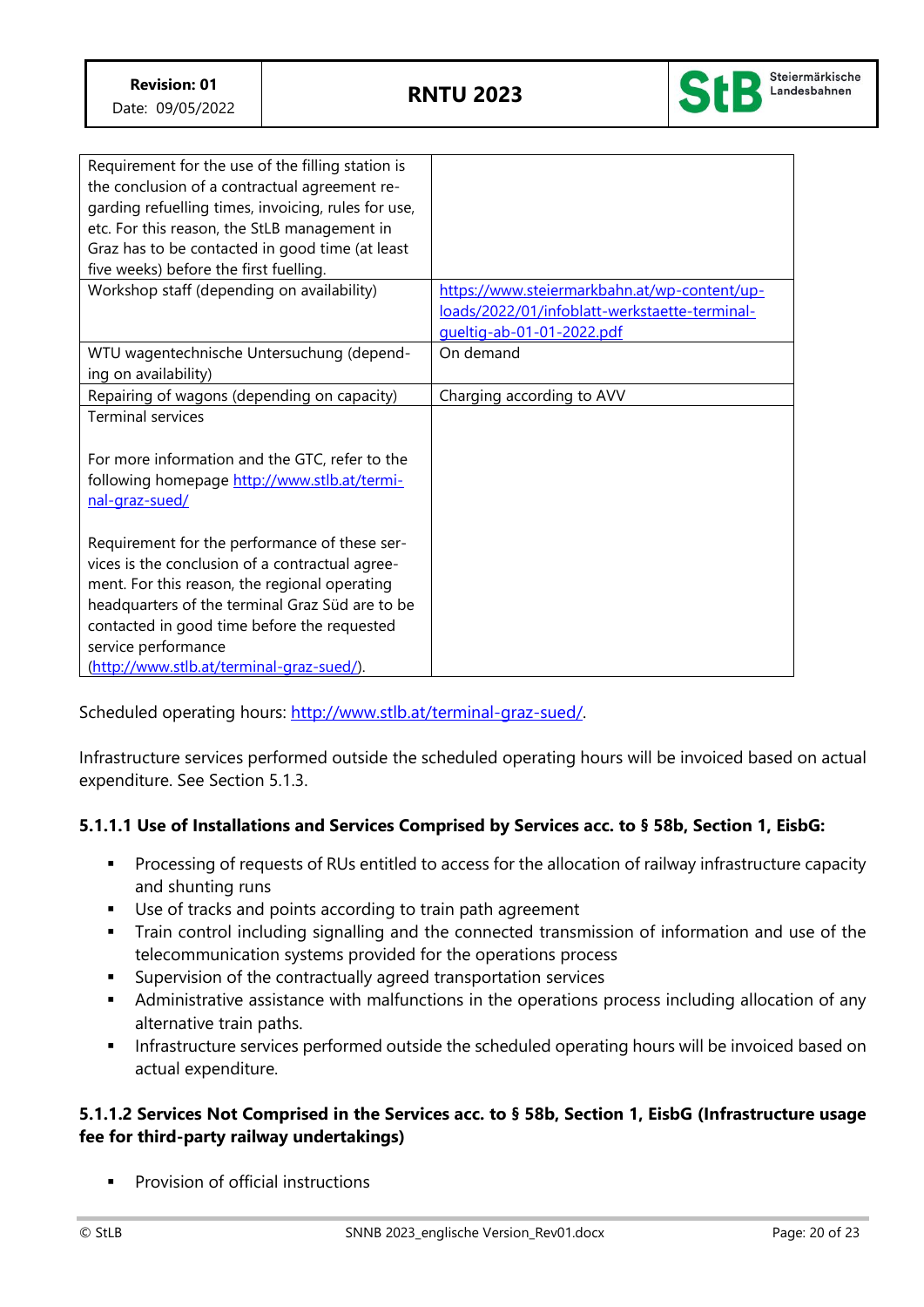| | |
|---|---|
| Requirement for the use of the filling station is the conclusion of a contractual agreement regarding refuelling times, invoicing, rules for use, etc. For this reason, the StLB management in Graz has to be contacted in good time (at least five weeks) before the first fuelling. | |
| Workshop staff (depending on availability) | https://www.steiermarkbahn.at/wp-content/uploads/2022/01/infoblatt-werkstaette-terminal-gueltig-ab-01-01-2022.pdf |
| WTU wagentechnische Untersuchung (depending on availability) | On demand |
| Repairing of wagons (depending on capacity) | Charging according to AVV |
| Terminal services<br><br>For more information and the GTC, refer to the following homepage http://www.stlb.at/terminal-graz-sued/<br><br>Requirement for the performance of these services is the conclusion of a contractual agreement. For this reason, the regional operating headquarters of the terminal Graz Süd are to be contacted in good time before the requested service performance (http://www.stlb.at/terminal-graz-sued/). | |

Scheduled operating hours: http://www.stlb.at/terminal-graz-sued/.

Infrastructure services performed outside the scheduled operating hours will be invoiced based on actual expenditure. See Section 5.1.3.

#### 5.1.1.1 Use of Installations and Services Comprised by Services acc. to § 58b, Section 1, EisbG:

- Processing of requests of RUs entitled to access for the allocation of railway infrastructure capacity and shunting runs
- Use of tracks and points according to train path agreement
- Train control including signalling and the connected transmission of information and use of the telecommunication systems provided for the operations process
- Supervision of the contractually agreed transportation services
- Administrative assistance with malfunctions in the operations process including allocation of any alternative train paths.
- Infrastructure services performed outside the scheduled operating hours will be invoiced based on actual expenditure.

#### 5.1.1.2 Services Not Comprised in the Services acc. to § 58b, Section 1, EisbG (Infrastructure usage fee for third-party railway undertakings)

- Provision of official instructions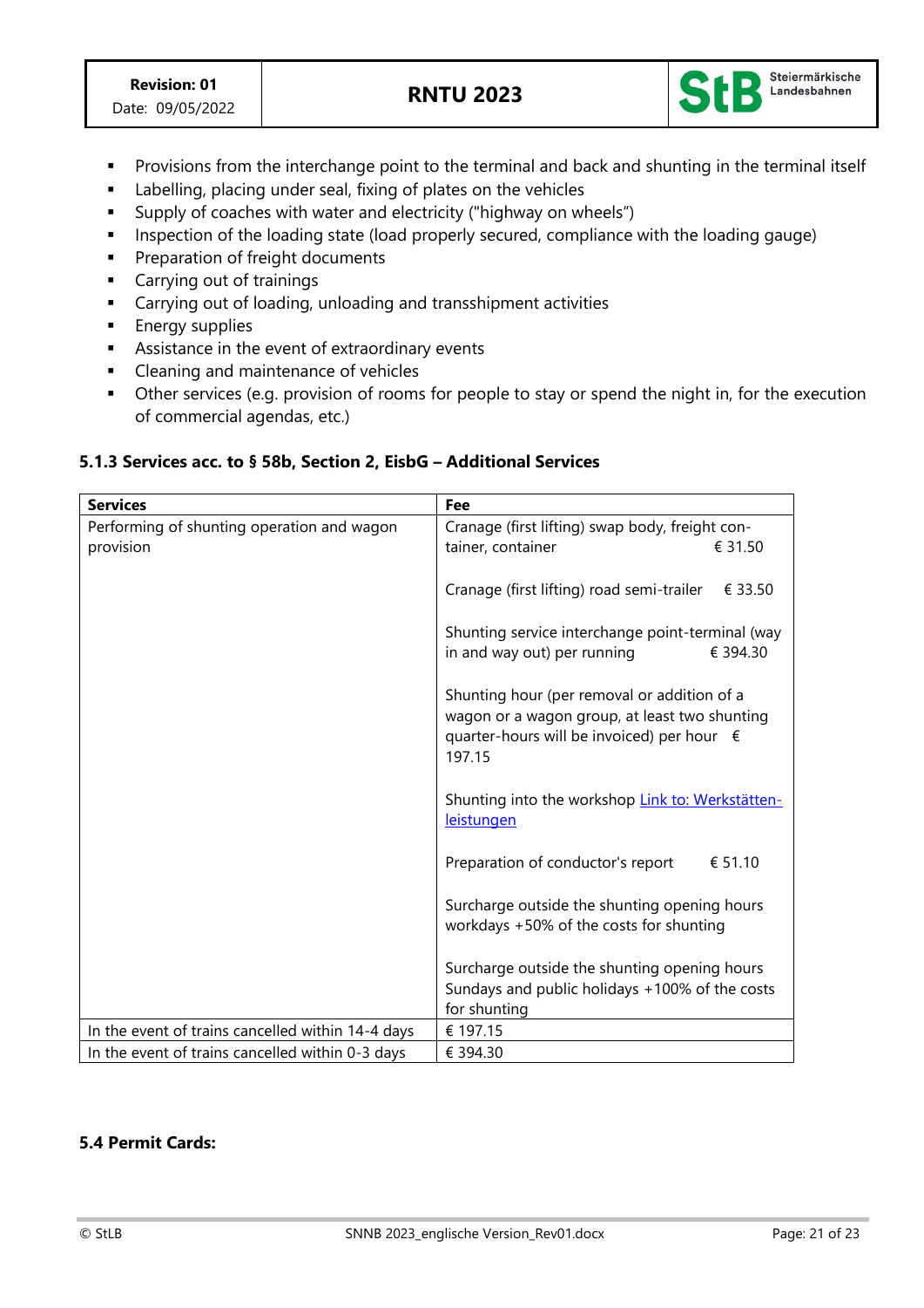- Provisions from the interchange point to the terminal and back and shunting in the terminal itself
- Labelling, placing under seal, fixing of plates on the vehicles
- Supply of coaches with water and electricity ("highway on wheels")
- Inspection of the loading state (load properly secured, compliance with the loading gauge)
- Preparation of freight documents
- Carrying out of trainings
- Carrying out of loading, unloading and transshipment activities
- Energy supplies
- Assistance in the event of extraordinary events
- Cleaning and maintenance of vehicles
- Other services (e.g. provision of rooms for people to stay or spend the night in, for the execution of commercial agendas, etc.)

### 5.1.3 Services acc. to § 58b, Section 2, EisbG – Additional Services

| Services | Fee |
|---|---|
| Performing of shunting operation and wagon provision | Cranage (first lifting) swap body, freight container, container € 31.50<br><br>Cranage (first lifting) road semi-trailer € 33.50<br><br>Shunting service interchange point-terminal (way in and way out) per running € 394.30<br><br>Shunting hour (per removal or addition of a wagon or a wagon group, at least two shunting quarter-hours will be invoiced) per hour € 197.15<br><br>Shunting into the workshop [Link to: Werkstätten-leistungen]()<br><br>Preparation of conductor's report € 51.10<br><br>Surcharge outside the shunting opening hours workdays +50% of the costs for shunting<br><br>Surcharge outside the shunting opening hours Sundays and public holidays +100% of the costs for shunting |
| In the event of trains cancelled within 14-4 days | € 197.15 |
| In the event of trains cancelled within 0-3 days | € 394.30 |

### 5.4 Permit Cards: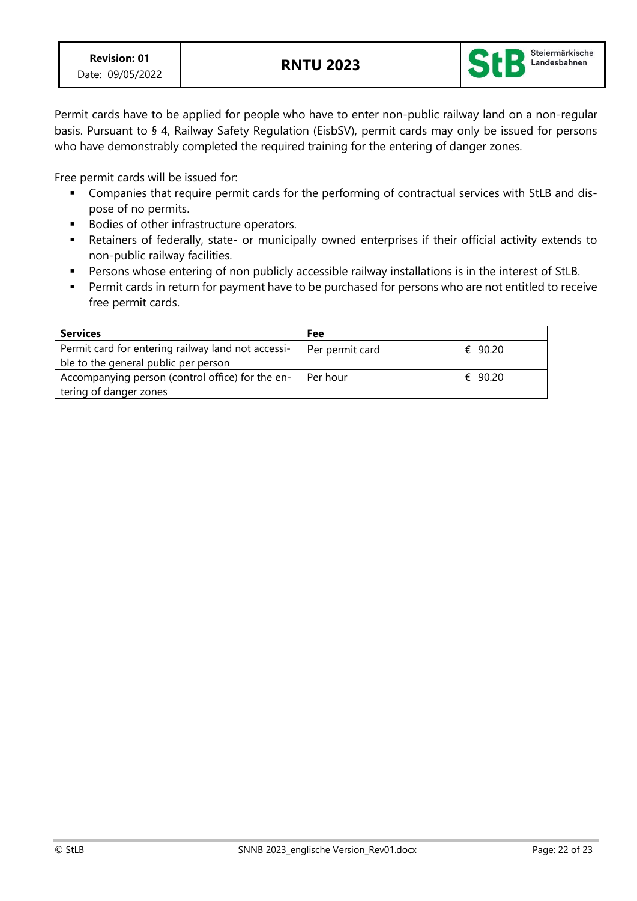Permit cards have to be applied for people who have to enter non-public railway land on a non-regular basis. Pursuant to § 4, Railway Safety Regulation (EisbSV), permit cards may only be issued for persons who have demonstrably completed the required training for the entering of danger zones.

Free permit cards will be issued for:

- Companies that require permit cards for the performing of contractual services with StLB and dispose of no permits.
- Bodies of other infrastructure operators.
- Retainers of federally, state- or municipally owned enterprises if their official activity extends to non-public railway facilities.
- Persons whose entering of non publicly accessible railway installations is in the interest of StLB.
- Permit cards in return for payment have to be purchased for persons who are not entitled to receive free permit cards.

| Services | Fee | |
|---|---|---|
| Permit card for entering railway land not accessible to the general public per person | Per permit card | € 90.20 |
| Accompanying person (control office) for the entering of danger zones | Per hour | € 90.20 |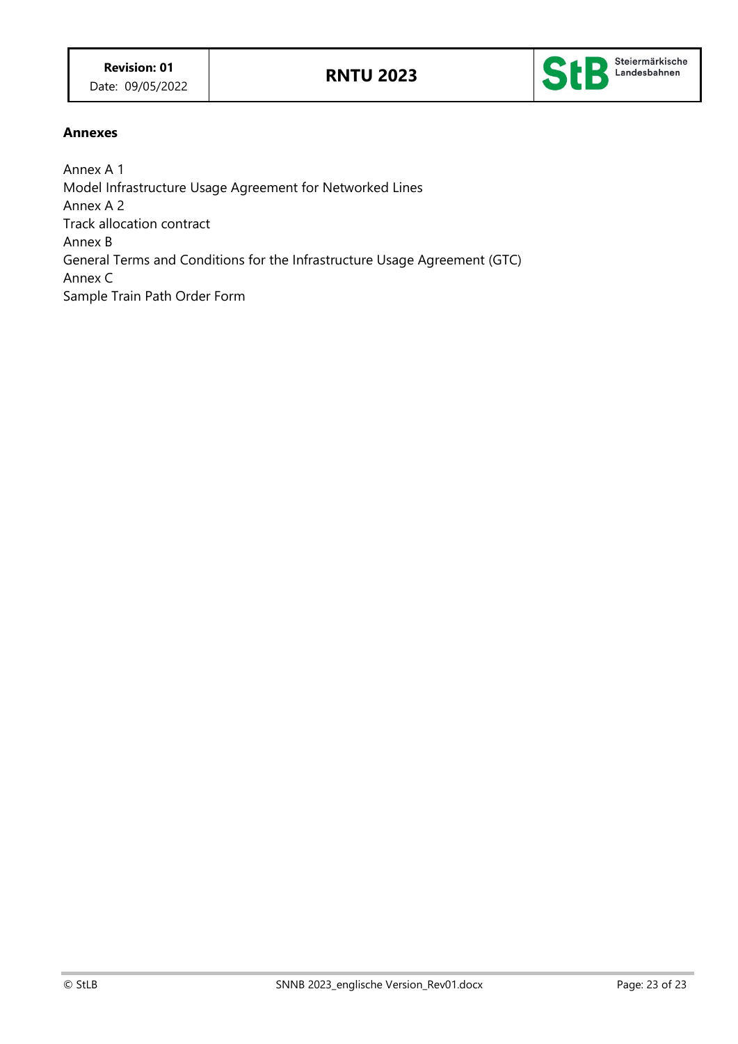**Annexes**

Annex A 1
Model Infrastructure Usage Agreement for Networked Lines
Annex A 2
Track allocation contract
Annex B
General Terms and Conditions for the Infrastructure Usage Agreement (GTC)
Annex C
Sample Train Path Order Form